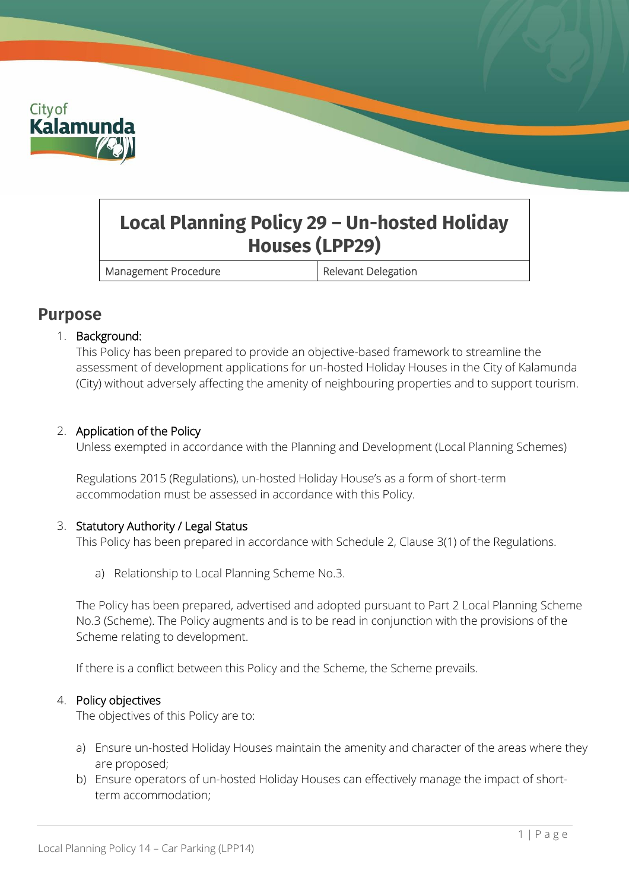# Local Planning Policy 29 – Un-hosted Holiday Houses (LPP29)

| Management Procedure | Relevant Delegation |
| --- | --- |

## Purpose

1. Background:
   This Policy has been prepared to provide an objective-based framework to streamline the assessment of development applications for un-hosted Holiday Houses in the City of Kalamunda (City) without adversely affecting the amenity of neighbouring properties and to support tourism.

2. Application of the Policy
   Unless exempted in accordance with the Planning and Development (Local Planning Schemes)

   Regulations 2015 (Regulations), un-hosted Holiday House's as a form of short-term accommodation must be assessed in accordance with this Policy.

3. Statutory Authority / Legal Status
   This Policy has been prepared in accordance with Schedule 2, Clause 3(1) of the Regulations.

   a) Relationship to Local Planning Scheme No.3.

   The Policy has been prepared, advertised and adopted pursuant to Part 2 Local Planning Scheme No.3 (Scheme). The Policy augments and is to be read in conjunction with the provisions of the Scheme relating to development.

   If there is a conflict between this Policy and the Scheme, the Scheme prevails.

4. Policy objectives
   The objectives of this Policy are to:

   a) Ensure un-hosted Holiday Houses maintain the amenity and character of the areas where they are proposed;
   b) Ensure operators of un-hosted Holiday Houses can effectively manage the impact of short-term accommodation;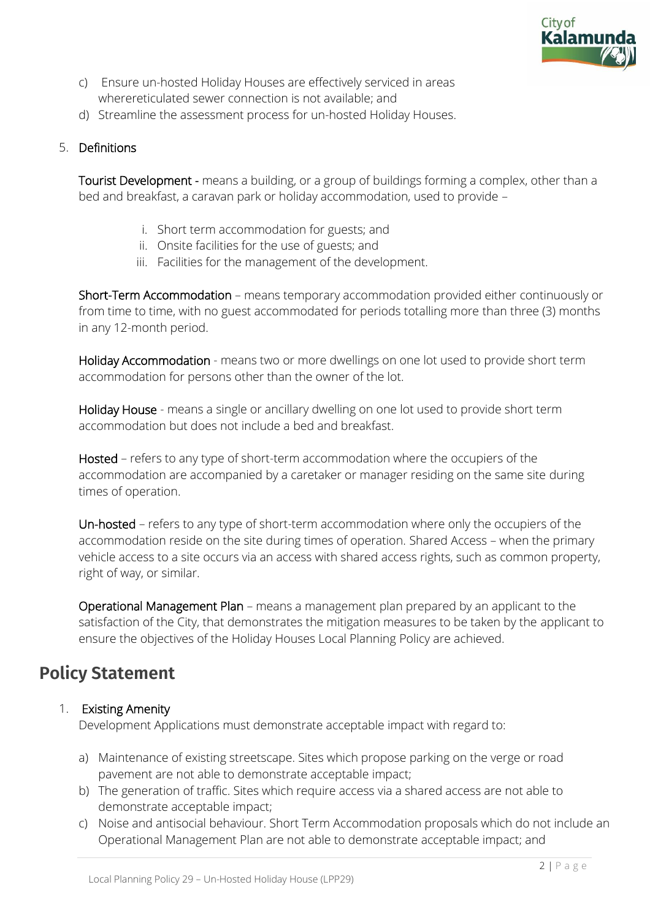c) Ensure un-hosted Holiday Houses are effectively serviced in areas wherereticulated sewer connection is not available; and
d) Streamline the assessment process for un-hosted Holiday Houses.

5. **Definitions**

**Tourist Development** - means a building, or a group of buildings forming a complex, other than a bed and breakfast, a caravan park or holiday accommodation, used to provide –

i. Short term accommodation for guests; and
ii. Onsite facilities for the use of guests; and
iii. Facilities for the management of the development.

**Short-Term Accommodation** – means temporary accommodation provided either continuously or from time to time, with no guest accommodated for periods totalling more than three (3) months in any 12-month period.

**Holiday Accommodation** - means two or more dwellings on one lot used to provide short term accommodation for persons other than the owner of the lot.

**Holiday House** - means a single or ancillary dwelling on one lot used to provide short term accommodation but does not include a bed and breakfast.

**Hosted** – refers to any type of short-term accommodation where the occupiers of the accommodation are accompanied by a caretaker or manager residing on the same site during times of operation.

**Un-hosted** – refers to any type of short-term accommodation where only the occupiers of the accommodation reside on the site during times of operation. Shared Access – when the primary vehicle access to a site occurs via an access with shared access rights, such as common property, right of way, or similar.

**Operational Management Plan** – means a management plan prepared by an applicant to the satisfaction of the City, that demonstrates the mitigation measures to be taken by the applicant to ensure the objectives of the Holiday Houses Local Planning Policy are achieved.

## Policy Statement

1. **Existing Amenity**

Development Applications must demonstrate acceptable impact with regard to:

a) Maintenance of existing streetscape. Sites which propose parking on the verge or road pavement are not able to demonstrate acceptable impact;
b) The generation of traffic. Sites which require access via a shared access are not able to demonstrate acceptable impact;
c) Noise and antisocial behaviour. Short Term Accommodation proposals which do not include an Operational Management Plan are not able to demonstrate acceptable impact; and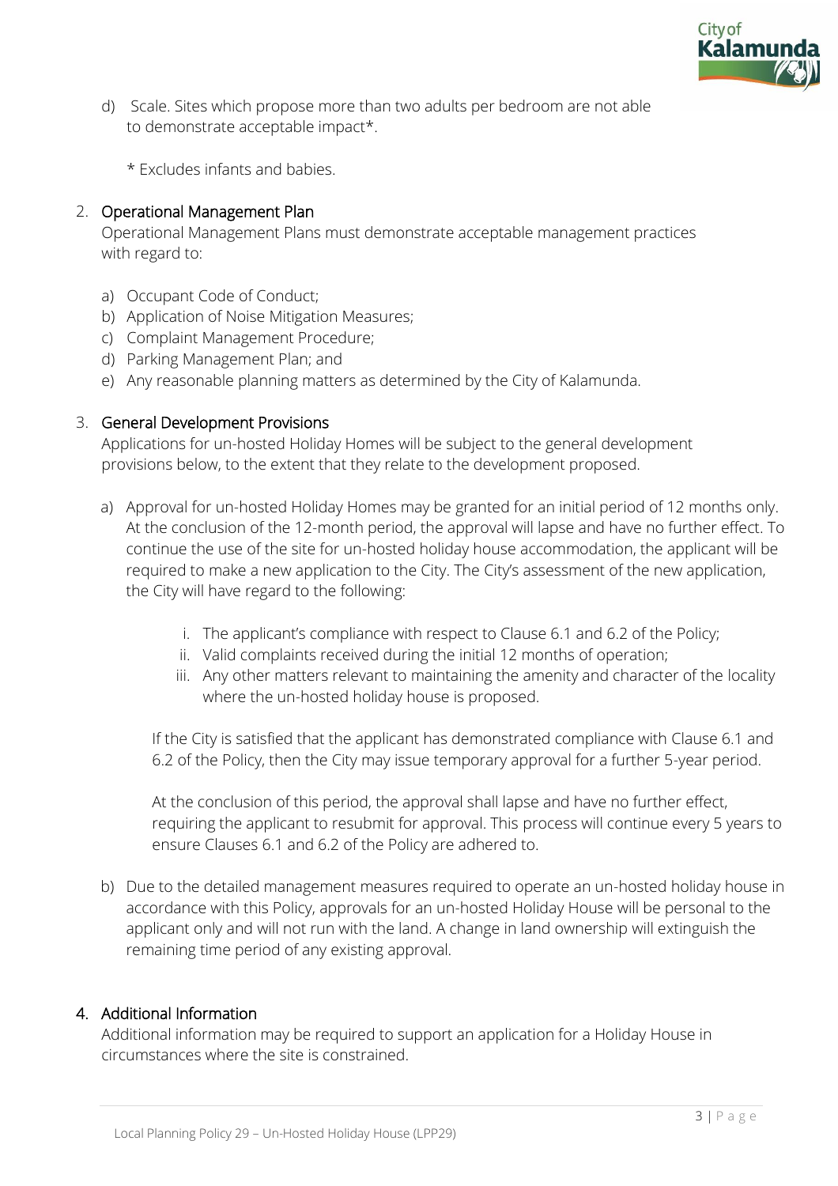d) Scale. Sites which propose more than two adults per bedroom are not able to demonstrate acceptable impact*.

\* Excludes infants and babies.

2. Operational Management Plan

Operational Management Plans must demonstrate acceptable management practices with regard to:

a) Occupant Code of Conduct;
b) Application of Noise Mitigation Measures;
c) Complaint Management Procedure;
d) Parking Management Plan; and
e) Any reasonable planning matters as determined by the City of Kalamunda.

3. General Development Provisions

Applications for un-hosted Holiday Homes will be subject to the general development provisions below, to the extent that they relate to the development proposed.

a) Approval for un-hosted Holiday Homes may be granted for an initial period of 12 months only. At the conclusion of the 12-month period, the approval will lapse and have no further effect. To continue the use of the site for un-hosted holiday house accommodation, the applicant will be required to make a new application to the City. The City's assessment of the new application, the City will have regard to the following:

   i. The applicant's compliance with respect to Clause 6.1 and 6.2 of the Policy;
   ii. Valid complaints received during the initial 12 months of operation;
   iii. Any other matters relevant to maintaining the amenity and character of the locality where the un-hosted holiday house is proposed.

   If the City is satisfied that the applicant has demonstrated compliance with Clause 6.1 and 6.2 of the Policy, then the City may issue temporary approval for a further 5-year period.

   At the conclusion of this period, the approval shall lapse and have no further effect, requiring the applicant to resubmit for approval. This process will continue every 5 years to ensure Clauses 6.1 and 6.2 of the Policy are adhered to.

b) Due to the detailed management measures required to operate an un-hosted holiday house in accordance with this Policy, approvals for an un-hosted Holiday House will be personal to the applicant only and will not run with the land. A change in land ownership will extinguish the remaining time period of any existing approval.

4. Additional Information

Additional information may be required to support an application for a Holiday House in circumstances where the site is constrained.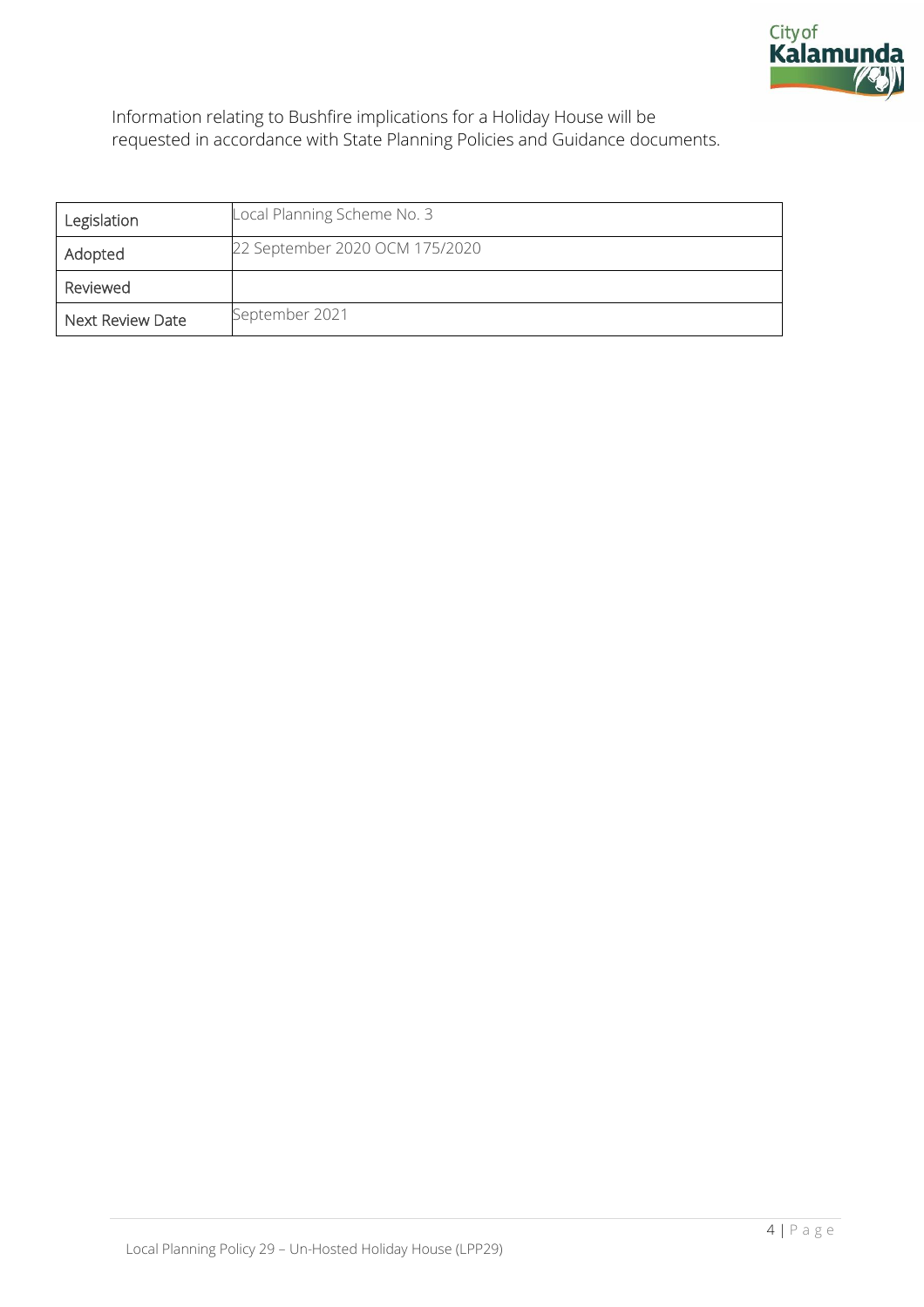Information relating to Bushfire implications for a Holiday House will be requested in accordance with State Planning Policies and Guidance documents.

| | |
|---|---|
| Legislation | Local Planning Scheme No. 3 |
| Adopted | 22 September 2020 OCM 175/2020 |
| Reviewed | |
| Next Review Date | September 2021 |